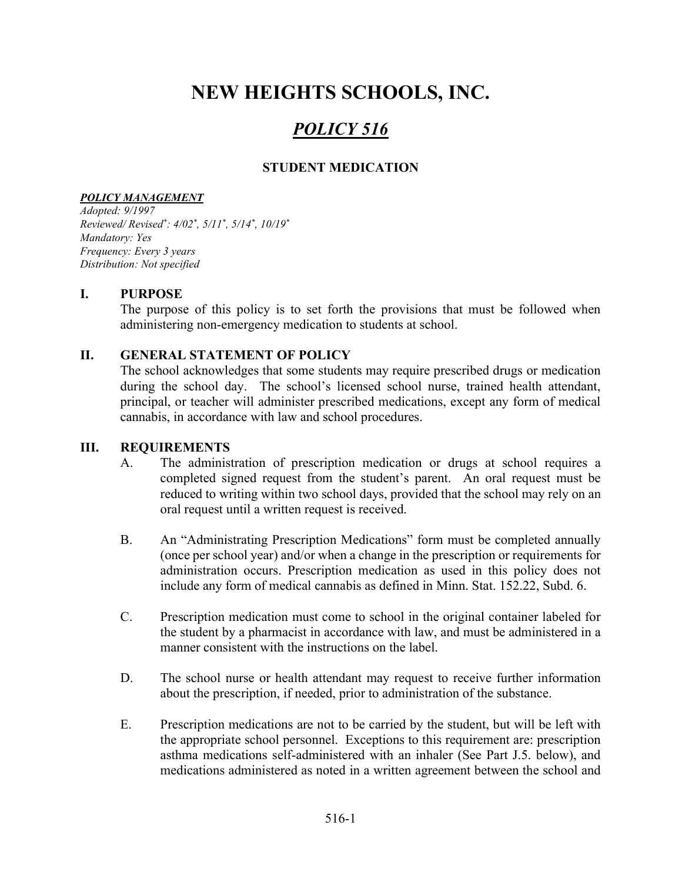# NEW HEIGHTS SCHOOLS, INC.

## *POLICY 516*

### STUDENT MEDICATION

***POLICY MANAGEMENT***

*Adopted: 9/1997*
*Reviewed/ Revised\*: 4/02\*, 5/11\*, 5/14\*, 10/19\**
*Mandatory: Yes*
*Frequency: Every 3 years*
*Distribution: Not specified*

## I. PURPOSE

The purpose of this policy is to set forth the provisions that must be followed when administering non-emergency medication to students at school.

## II. GENERAL STATEMENT OF POLICY

The school acknowledges that some students may require prescribed drugs or medication during the school day. The school's licensed school nurse, trained health attendant, principal, or teacher will administer prescribed medications, except any form of medical cannabis, in accordance with law and school procedures.

## III. REQUIREMENTS

A. The administration of prescription medication or drugs at school requires a completed signed request from the student's parent. An oral request must be reduced to writing within two school days, provided that the school may rely on an oral request until a written request is received.

B. An "Administrating Prescription Medications" form must be completed annually (once per school year) and/or when a change in the prescription or requirements for administration occurs. Prescription medication as used in this policy does not include any form of medical cannabis as defined in Minn. Stat. 152.22, Subd. 6.

C. Prescription medication must come to school in the original container labeled for the student by a pharmacist in accordance with law, and must be administered in a manner consistent with the instructions on the label.

D. The school nurse or health attendant may request to receive further information about the prescription, if needed, prior to administration of the substance.

E. Prescription medications are not to be carried by the student, but will be left with the appropriate school personnel. Exceptions to this requirement are: prescription asthma medications self-administered with an inhaler (See Part J.5. below), and medications administered as noted in a written agreement between the school and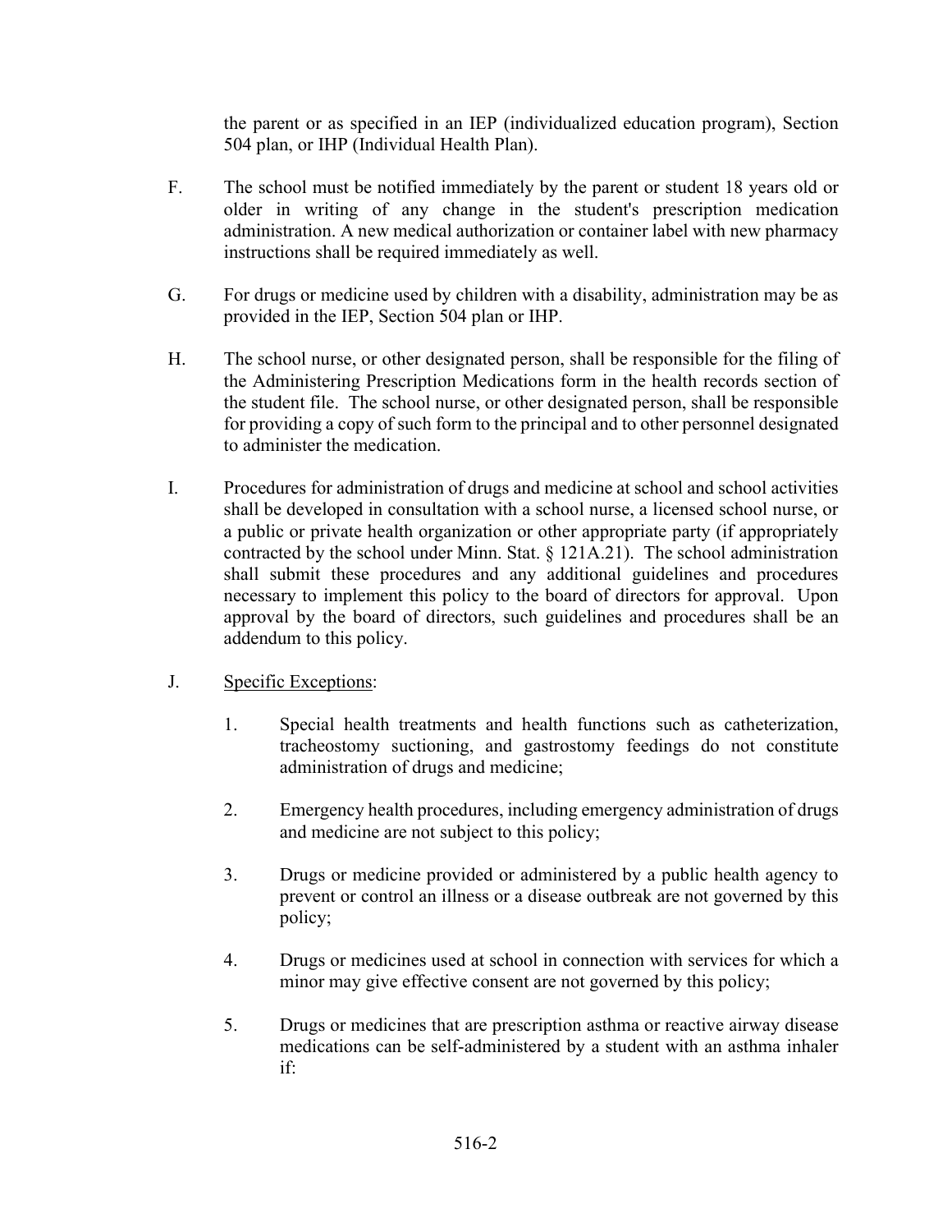the parent or as specified in an IEP (individualized education program), Section 504 plan, or IHP (Individual Health Plan).

F. The school must be notified immediately by the parent or student 18 years old or older in writing of any change in the student's prescription medication administration. A new medical authorization or container label with new pharmacy instructions shall be required immediately as well.

G. For drugs or medicine used by children with a disability, administration may be as provided in the IEP, Section 504 plan or IHP.

H. The school nurse, or other designated person, shall be responsible for the filing of the Administering Prescription Medications form in the health records section of the student file. The school nurse, or other designated person, shall be responsible for providing a copy of such form to the principal and to other personnel designated to administer the medication.

I. Procedures for administration of drugs and medicine at school and school activities shall be developed in consultation with a school nurse, a licensed school nurse, or a public or private health organization or other appropriate party (if appropriately contracted by the school under Minn. Stat. § 121A.21). The school administration shall submit these procedures and any additional guidelines and procedures necessary to implement this policy to the board of directors for approval. Upon approval by the board of directors, such guidelines and procedures shall be an addendum to this policy.

J. <u>Specific Exceptions</u>:

1. Special health treatments and health functions such as catheterization, tracheostomy suctioning, and gastrostomy feedings do not constitute administration of drugs and medicine;

2. Emergency health procedures, including emergency administration of drugs and medicine are not subject to this policy;

3. Drugs or medicine provided or administered by a public health agency to prevent or control an illness or a disease outbreak are not governed by this policy;

4. Drugs or medicines used at school in connection with services for which a minor may give effective consent are not governed by this policy;

5. Drugs or medicines that are prescription asthma or reactive airway disease medications can be self-administered by a student with an asthma inhaler if: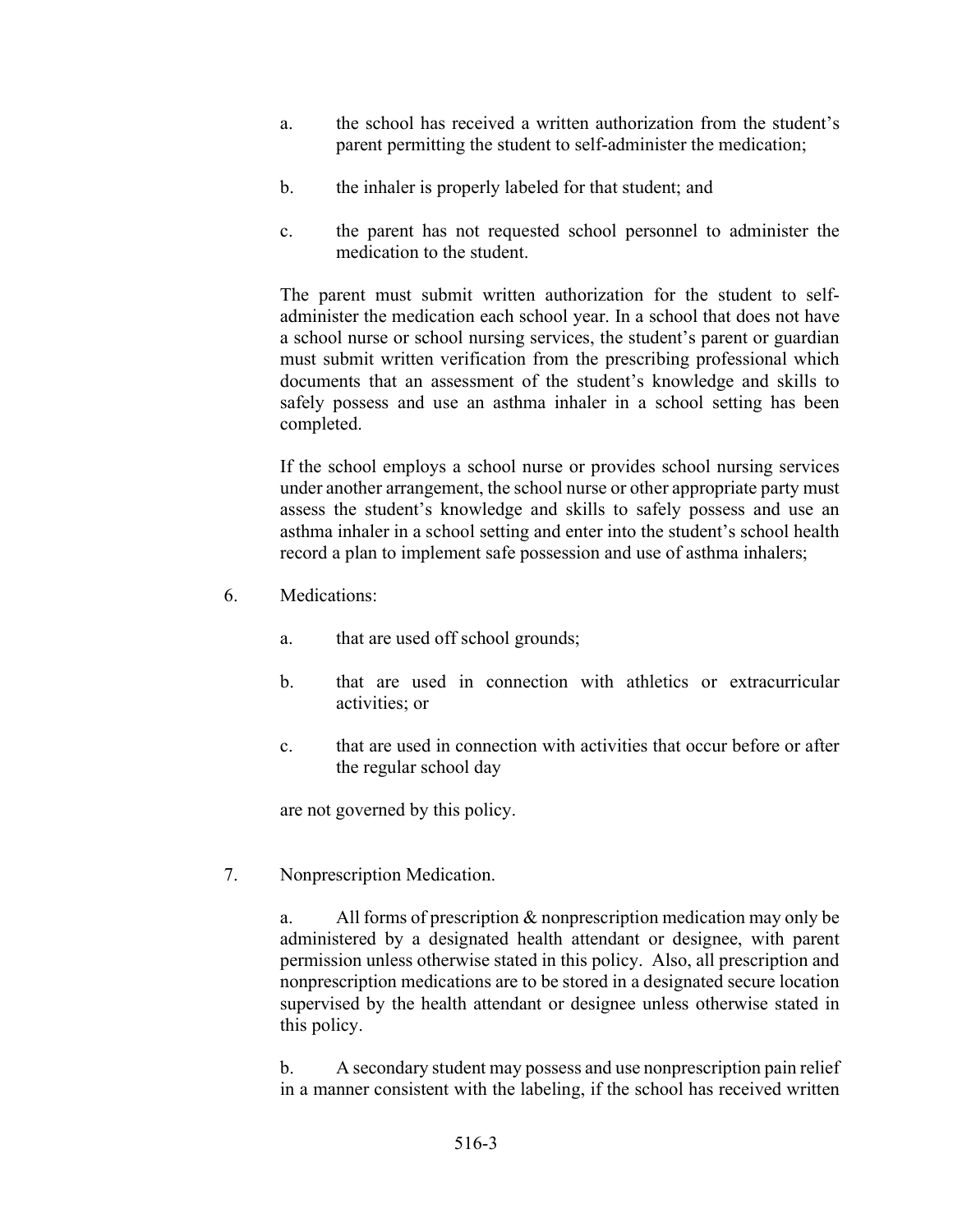a. the school has received a written authorization from the student's parent permitting the student to self-administer the medication;

b. the inhaler is properly labeled for that student; and

c. the parent has not requested school personnel to administer the medication to the student.

The parent must submit written authorization for the student to self-administer the medication each school year. In a school that does not have a school nurse or school nursing services, the student's parent or guardian must submit written verification from the prescribing professional which documents that an assessment of the student's knowledge and skills to safely possess and use an asthma inhaler in a school setting has been completed.

If the school employs a school nurse or provides school nursing services under another arrangement, the school nurse or other appropriate party must assess the student's knowledge and skills to safely possess and use an asthma inhaler in a school setting and enter into the student's school health record a plan to implement safe possession and use of asthma inhalers;

6. Medications:

   a. that are used off school grounds;

   b. that are used in connection with athletics or extracurricular activities; or

   c. that are used in connection with activities that occur before or after the regular school day

   are not governed by this policy.

7. Nonprescription Medication.

   a. All forms of prescription & nonprescription medication may only be administered by a designated health attendant or designee, with parent permission unless otherwise stated in this policy. Also, all prescription and nonprescription medications are to be stored in a designated secure location supervised by the health attendant or designee unless otherwise stated in this policy.

   b. A secondary student may possess and use nonprescription pain relief in a manner consistent with the labeling, if the school has received written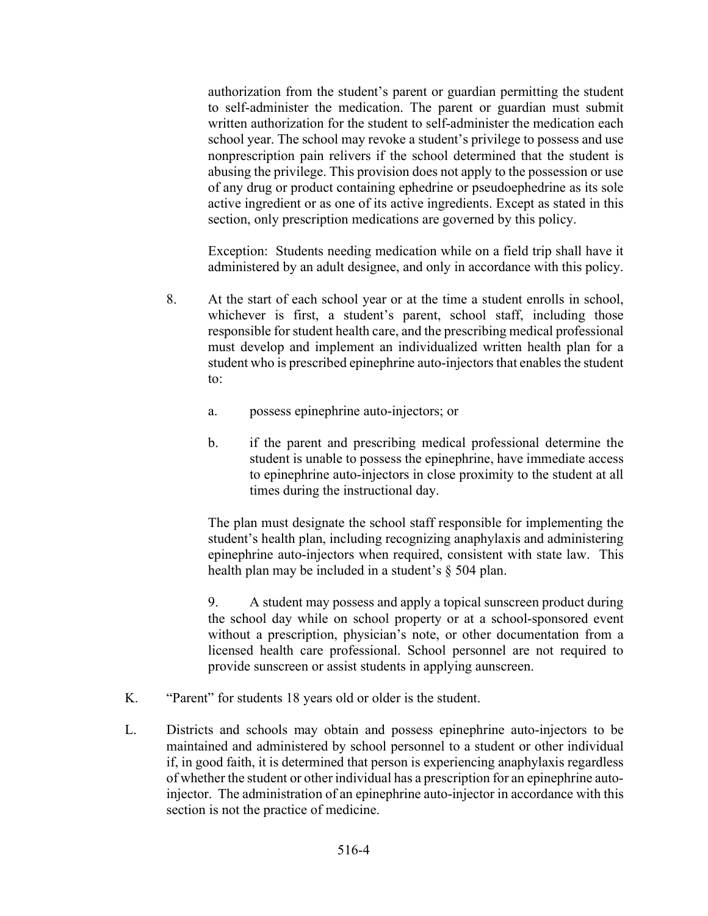authorization from the student's parent or guardian permitting the student to self-administer the medication. The parent or guardian must submit written authorization for the student to self-administer the medication each school year. The school may revoke a student's privilege to possess and use nonprescription pain relivers if the school determined that the student is abusing the privilege. This provision does not apply to the possession or use of any drug or product containing ephedrine or pseudoephedrine as its sole active ingredient or as one of its active ingredients. Except as stated in this section, only prescription medications are governed by this policy.

Exception: Students needing medication while on a field trip shall have it administered by an adult designee, and only in accordance with this policy.

8. At the start of each school year or at the time a student enrolls in school, whichever is first, a student's parent, school staff, including those responsible for student health care, and the prescribing medical professional must develop and implement an individualized written health plan for a student who is prescribed epinephrine auto-injectors that enables the student to:

   a. possess epinephrine auto-injectors; or

   b. if the parent and prescribing medical professional determine the student is unable to possess the epinephrine, have immediate access to epinephrine auto-injectors in close proximity to the student at all times during the instructional day.

   The plan must designate the school staff responsible for implementing the student's health plan, including recognizing anaphylaxis and administering epinephrine auto-injectors when required, consistent with state law. This health plan may be included in a student's § 504 plan.

9. A student may possess and apply a topical sunscreen product during the school day while on school property or at a school-sponsored event without a prescription, physician's note, or other documentation from a licensed health care professional. School personnel are not required to provide sunscreen or assist students in applying aunscreen.

K. "Parent" for students 18 years old or older is the student.

L. Districts and schools may obtain and possess epinephrine auto-injectors to be maintained and administered by school personnel to a student or other individual if, in good faith, it is determined that person is experiencing anaphylaxis regardless of whether the student or other individual has a prescription for an epinephrine auto-injector. The administration of an epinephrine auto-injector in accordance with this section is not the practice of medicine.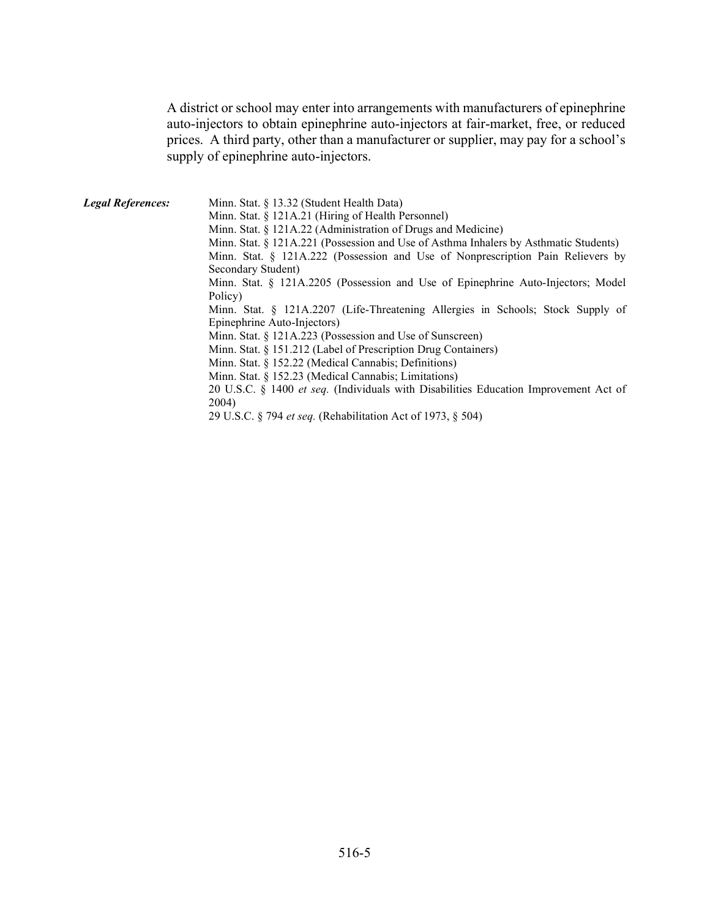A district or school may enter into arrangements with manufacturers of epinephrine auto-injectors to obtain epinephrine auto-injectors at fair-market, free, or reduced prices. A third party, other than a manufacturer or supplier, may pay for a school's supply of epinephrine auto-injectors.

***Legal References:***

Minn. Stat. § 13.32 (Student Health Data)
Minn. Stat. § 121A.21 (Hiring of Health Personnel)
Minn. Stat. § 121A.22 (Administration of Drugs and Medicine)
Minn. Stat. § 121A.221 (Possession and Use of Asthma Inhalers by Asthmatic Students)
Minn. Stat. § 121A.222 (Possession and Use of Nonprescription Pain Relievers by Secondary Student)
Minn. Stat. § 121A.2205 (Possession and Use of Epinephrine Auto-Injectors; Model Policy)
Minn. Stat. § 121A.2207 (Life-Threatening Allergies in Schools; Stock Supply of Epinephrine Auto-Injectors)
Minn. Stat. § 121A.223 (Possession and Use of Sunscreen)
Minn. Stat. § 151.212 (Label of Prescription Drug Containers)
Minn. Stat. § 152.22 (Medical Cannabis; Definitions)
Minn. Stat. § 152.23 (Medical Cannabis; Limitations)
20 U.S.C. § 1400 *et seq.* (Individuals with Disabilities Education Improvement Act of 2004)
29 U.S.C. § 794 *et seq.* (Rehabilitation Act of 1973, § 504)